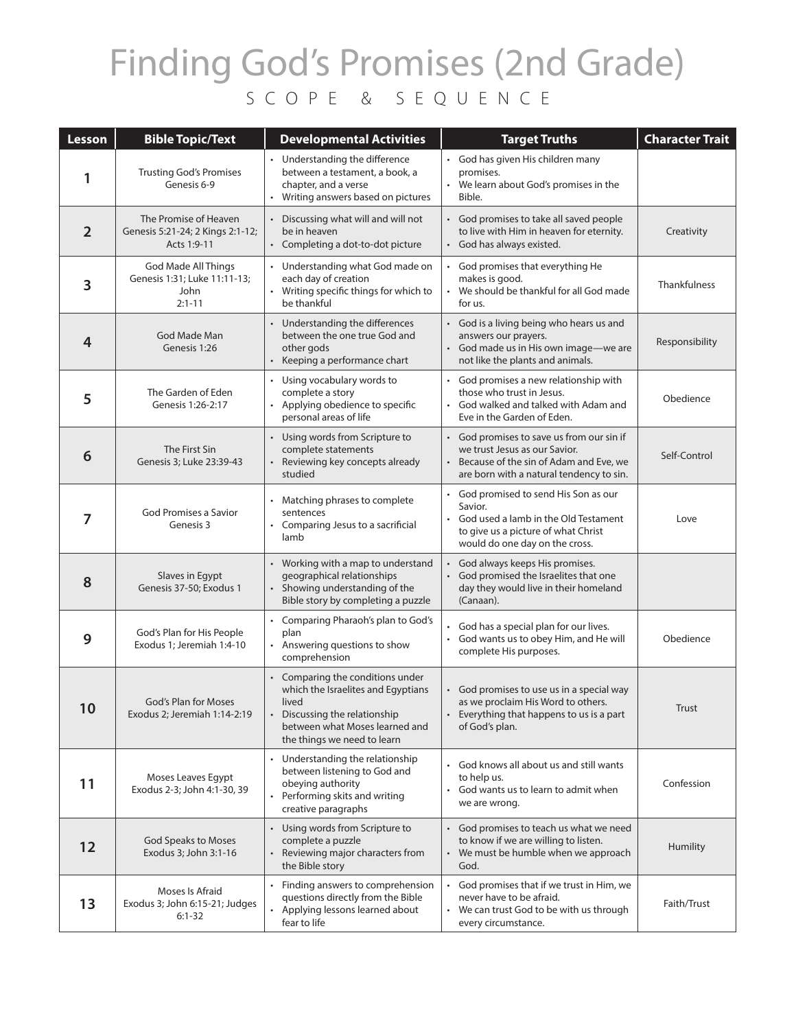# Finding God's Promises (2nd Grade)

## SCOPE & SEQUENCE

| Lesson | Bible Topic/Text | Developmental Activities | Target Truths | Character Trait |
|---|---|---|---|---|
| 1 | Trusting God's Promises<br>Genesis 6-9 | • Understanding the difference between a testament, a book, a chapter, and a verse<br>• Writing answers based on pictures | • God has given His children many promises.<br>• We learn about God's promises in the Bible. | |
| 2 | The Promise of Heaven<br>Genesis 5:21-24; 2 Kings 2:1-12; Acts 1:9-11 | • Discussing what will and will not be in heaven<br>• Completing a dot-to-dot picture | • God promises to take all saved people to live with Him in heaven for eternity.<br>• God has always existed. | Creativity |
| 3 | God Made All Things<br>Genesis 1:31; Luke 11:11-13; John 2:1-11 | • Understanding what God made on each day of creation<br>• Writing specific things for which to be thankful | • God promises that everything He makes is good.<br>• We should be thankful for all God made for us. | Thankfulness |
| 4 | God Made Man<br>Genesis 1:26 | • Understanding the differences between the one true God and other gods<br>• Keeping a performance chart | • God is a living being who hears us and answers our prayers.<br>• God made us in His own image—we are not like the plants and animals. | Responsibility |
| 5 | The Garden of Eden<br>Genesis 1:26-2:17 | • Using vocabulary words to complete a story<br>• Applying obedience to specific personal areas of life | • God promises a new relationship with those who trust in Jesus.<br>• God walked and talked with Adam and Eve in the Garden of Eden. | Obedience |
| 6 | The First Sin<br>Genesis 3; Luke 23:39-43 | • Using words from Scripture to complete statements<br>• Reviewing key concepts already studied | • God promises to save us from our sin if we trust Jesus as our Savior.<br>• Because of the sin of Adam and Eve, we are born with a natural tendency to sin. | Self-Control |
| 7 | God Promises a Savior<br>Genesis 3 | • Matching phrases to complete sentences<br>• Comparing Jesus to a sacrificial lamb | • God promised to send His Son as our Savior.<br>• God used a lamb in the Old Testament to give us a picture of what Christ would do one day on the cross. | Love |
| 8 | Slaves in Egypt<br>Genesis 37-50; Exodus 1 | • Working with a map to understand geographical relationships<br>• Showing understanding of the Bible story by completing a puzzle | • God always keeps His promises.<br>• God promised the Israelites that one day they would live in their homeland (Canaan). | |
| 9 | God's Plan for His People<br>Exodus 1; Jeremiah 1:4-10 | • Comparing Pharaoh's plan to God's plan<br>• Answering questions to show comprehension | • God has a special plan for our lives.<br>• God wants us to obey Him, and He will complete His purposes. | Obedience |
| 10 | God's Plan for Moses<br>Exodus 2; Jeremiah 1:14-2:19 | • Comparing the conditions under which the Israelites and Egyptians lived<br>• Discussing the relationship between what Moses learned and the things we need to learn | • God promises to use us in a special way as we proclaim His Word to others.<br>• Everything that happens to us is a part of God's plan. | Trust |
| 11 | Moses Leaves Egypt<br>Exodus 2-3; John 4:1-30, 39 | • Understanding the relationship between listening to God and obeying authority<br>• Performing skits and writing creative paragraphs | • God knows all about us and still wants to help us.<br>• God wants us to learn to admit when we are wrong. | Confession |
| 12 | God Speaks to Moses<br>Exodus 3; John 3:1-16 | • Using words from Scripture to complete a puzzle<br>• Reviewing major characters from the Bible story | • God promises to teach us what we need to know if we are willing to listen.<br>• We must be humble when we approach God. | Humility |
| 13 | Moses Is Afraid<br>Exodus 3; John 6:15-21; Judges 6:1-32 | • Finding answers to comprehension questions directly from the Bible<br>• Applying lessons learned about fear to life | • God promises that if we trust in Him, we never have to be afraid.<br>• We can trust God to be with us through every circumstance. | Faith/Trust |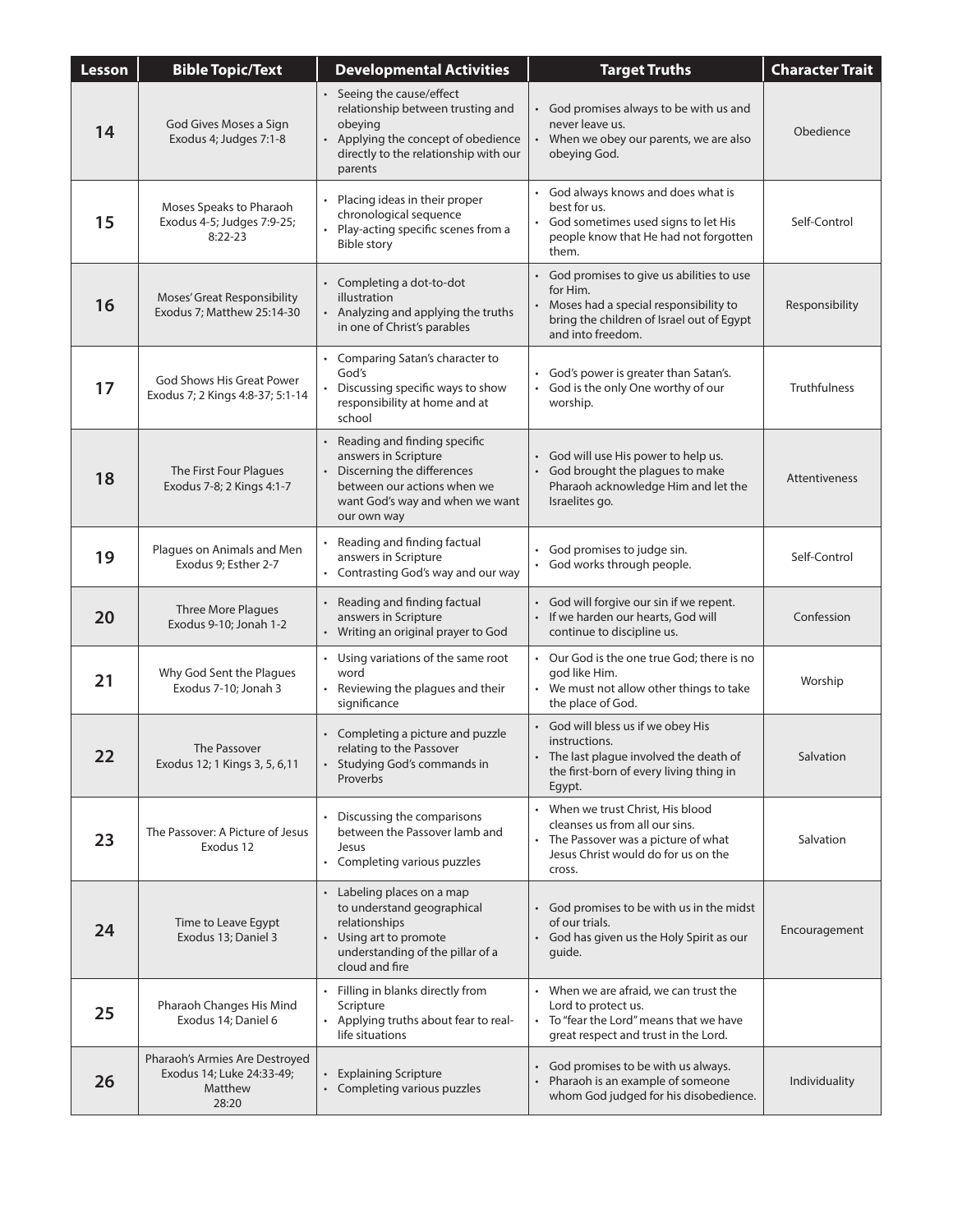| Lesson | Bible Topic/Text | Developmental Activities | Target Truths | Character Trait |
|---|---|---|---|---|
| 14 | God Gives Moses a Sign<br>Exodus 4; Judges 7:1-8 | • Seeing the cause/effect relationship between trusting and obeying<br>• Applying the concept of obedience directly to the relationship with our parents | • God promises always to be with us and never leave us.<br>• When we obey our parents, we are also obeying God. | Obedience |
| 15 | Moses Speaks to Pharaoh<br>Exodus 4-5; Judges 7:9-25; 8:22-23 | • Placing ideas in their proper chronological sequence<br>• Play-acting specific scenes from a Bible story | • God always knows and does what is best for us.<br>• God sometimes used signs to let His people know that He had not forgotten them. | Self-Control |
| 16 | Moses' Great Responsibility<br>Exodus 7; Matthew 25:14-30 | • Completing a dot-to-dot illustration<br>• Analyzing and applying the truths in one of Christ's parables | • God promises to give us abilities to use for Him.<br>• Moses had a special responsibility to bring the children of Israel out of Egypt and into freedom. | Responsibility |
| 17 | God Shows His Great Power<br>Exodus 7; 2 Kings 4:8-37; 5:1-14 | • Comparing Satan's character to God's<br>• Discussing specific ways to show responsibility at home and at school | • God's power is greater than Satan's.<br>• God is the only One worthy of our worship. | Truthfulness |
| 18 | The First Four Plagues<br>Exodus 7-8; 2 Kings 4:1-7 | • Reading and finding specific answers in Scripture<br>• Discerning the differences between our actions when we want God's way and when we want our own way | • God will use His power to help us.<br>• God brought the plagues to make Pharaoh acknowledge Him and let the Israelites go. | Attentiveness |
| 19 | Plagues on Animals and Men<br>Exodus 9; Esther 2-7 | • Reading and finding factual answers in Scripture<br>• Contrasting God's way and our way | • God promises to judge sin.<br>• God works through people. | Self-Control |
| 20 | Three More Plagues<br>Exodus 9-10; Jonah 1-2 | • Reading and finding factual answers in Scripture<br>• Writing an original prayer to God | • God will forgive our sin if we repent.<br>• If we harden our hearts, God will continue to discipline us. | Confession |
| 21 | Why God Sent the Plagues<br>Exodus 7-10; Jonah 3 | • Using variations of the same root word<br>• Reviewing the plagues and their significance | • Our God is the one true God; there is no god like Him.<br>• We must not allow other things to take the place of God. | Worship |
| 22 | The Passover<br>Exodus 12; 1 Kings 3, 5, 6,11 | • Completing a picture and puzzle relating to the Passover<br>• Studying God's commands in Proverbs | • God will bless us if we obey His instructions.<br>• The last plague involved the death of the first-born of every living thing in Egypt. | Salvation |
| 23 | The Passover: A Picture of Jesus<br>Exodus 12 | • Discussing the comparisons between the Passover lamb and Jesus<br>• Completing various puzzles | • When we trust Christ, His blood cleanses us from all our sins.<br>• The Passover was a picture of what Jesus Christ would do for us on the cross. | Salvation |
| 24 | Time to Leave Egypt<br>Exodus 13; Daniel 3 | • Labeling places on a map to understand geographical relationships<br>• Using art to promote understanding of the pillar of a cloud and fire | • God promises to be with us in the midst of our trials.<br>• God has given us the Holy Spirit as our guide. | Encouragement |
| 25 | Pharaoh Changes His Mind<br>Exodus 14; Daniel 6 | • Filling in blanks directly from Scripture<br>• Applying truths about fear to real-life situations | • When we are afraid, we can trust the Lord to protect us.<br>• To "fear the Lord" means that we have great respect and trust in the Lord. | |
| 26 | Pharaoh's Armies Are Destroyed<br>Exodus 14; Luke 24:33-49; Matthew 28:20 | • Explaining Scripture<br>• Completing various puzzles | • God promises to be with us always.<br>• Pharaoh is an example of someone whom God judged for his disobedience. | Individuality |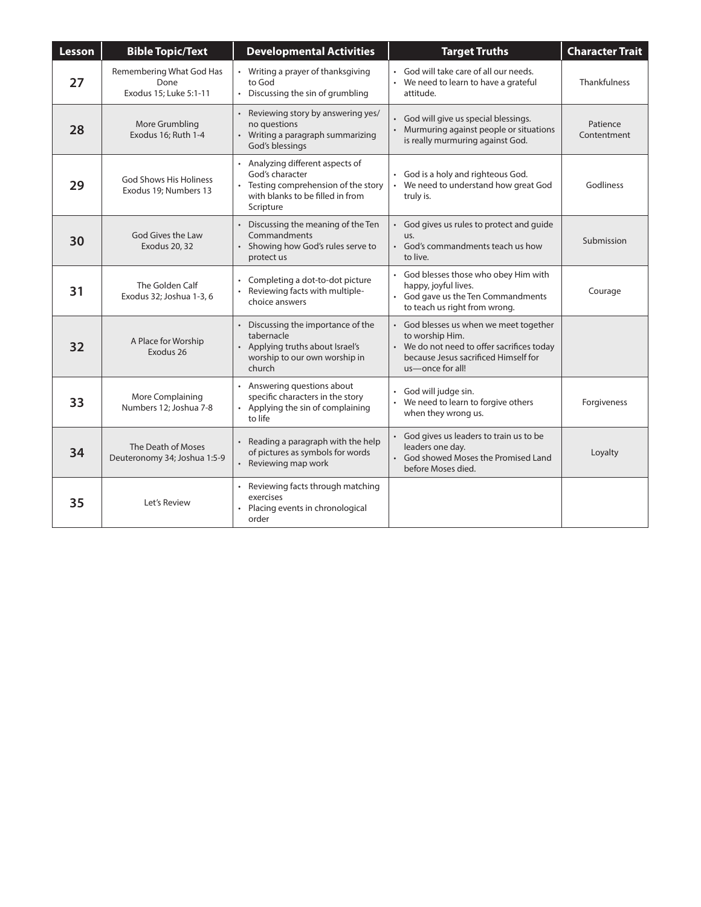| Lesson | Bible Topic/Text | Developmental Activities | Target Truths | Character Trait |
|---|---|---|---|---|
| 27 | Remembering What God Has Done<br>Exodus 15; Luke 5:1-11 | • Writing a prayer of thanksgiving to God<br>• Discussing the sin of grumbling | • God will take care of all our needs.<br>• We need to learn to have a grateful attitude. | Thankfulness |
| 28 | More Grumbling<br>Exodus 16; Ruth 1-4 | • Reviewing story by answering yes/no questions<br>• Writing a paragraph summarizing God's blessings | • God will give us special blessings.<br>• Murmuring against people or situations is really murmuring against God. | Patience<br>Contentment |
| 29 | God Shows His Holiness<br>Exodus 19; Numbers 13 | • Analyzing different aspects of God's character<br>• Testing comprehension of the story with blanks to be filled in from Scripture | • God is a holy and righteous God.<br>• We need to understand how great God truly is. | Godliness |
| 30 | God Gives the Law<br>Exodus 20, 32 | • Discussing the meaning of the Ten Commandments<br>• Showing how God's rules serve to protect us | • God gives us rules to protect and guide us.<br>• God's commandments teach us how to live. | Submission |
| 31 | The Golden Calf<br>Exodus 32; Joshua 1-3, 6 | • Completing a dot-to-dot picture<br>• Reviewing facts with multiple-choice answers | • God blesses those who obey Him with happy, joyful lives.<br>• God gave us the Ten Commandments to teach us right from wrong. | Courage |
| 32 | A Place for Worship<br>Exodus 26 | • Discussing the importance of the tabernacle<br>• Applying truths about Israel's worship to our own worship in church | • God blesses us when we meet together to worship Him.<br>• We do not need to offer sacrifices today because Jesus sacrificed Himself for us—once for all! | |
| 33 | More Complaining<br>Numbers 12; Joshua 7-8 | • Answering questions about specific characters in the story<br>• Applying the sin of complaining to life | • God will judge sin.<br>• We need to learn to forgive others when they wrong us. | Forgiveness |
| 34 | The Death of Moses<br>Deuteronomy 34; Joshua 1:5-9 | • Reading a paragraph with the help of pictures as symbols for words<br>• Reviewing map work | • God gives us leaders to train us to be leaders one day.<br>• God showed Moses the Promised Land before Moses died. | Loyalty |
| 35 | Let's Review | • Reviewing facts through matching exercises<br>• Placing events in chronological order | | |